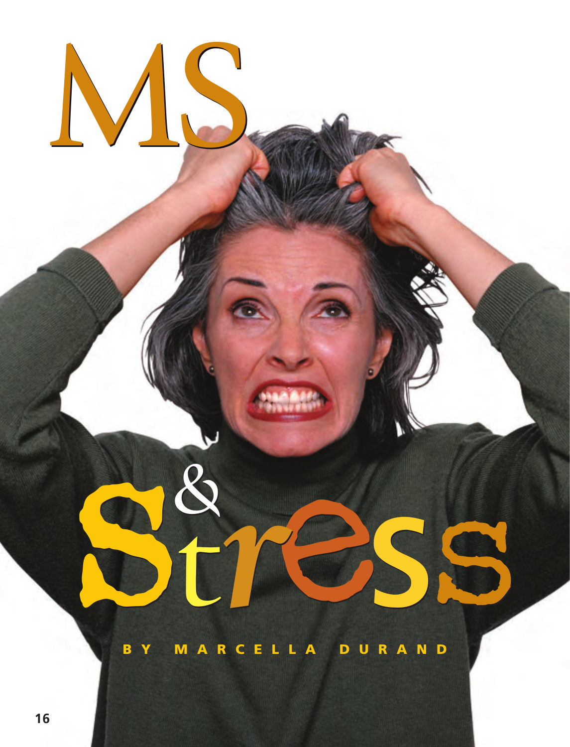# MS & Stress

BY MARCELLA DURAND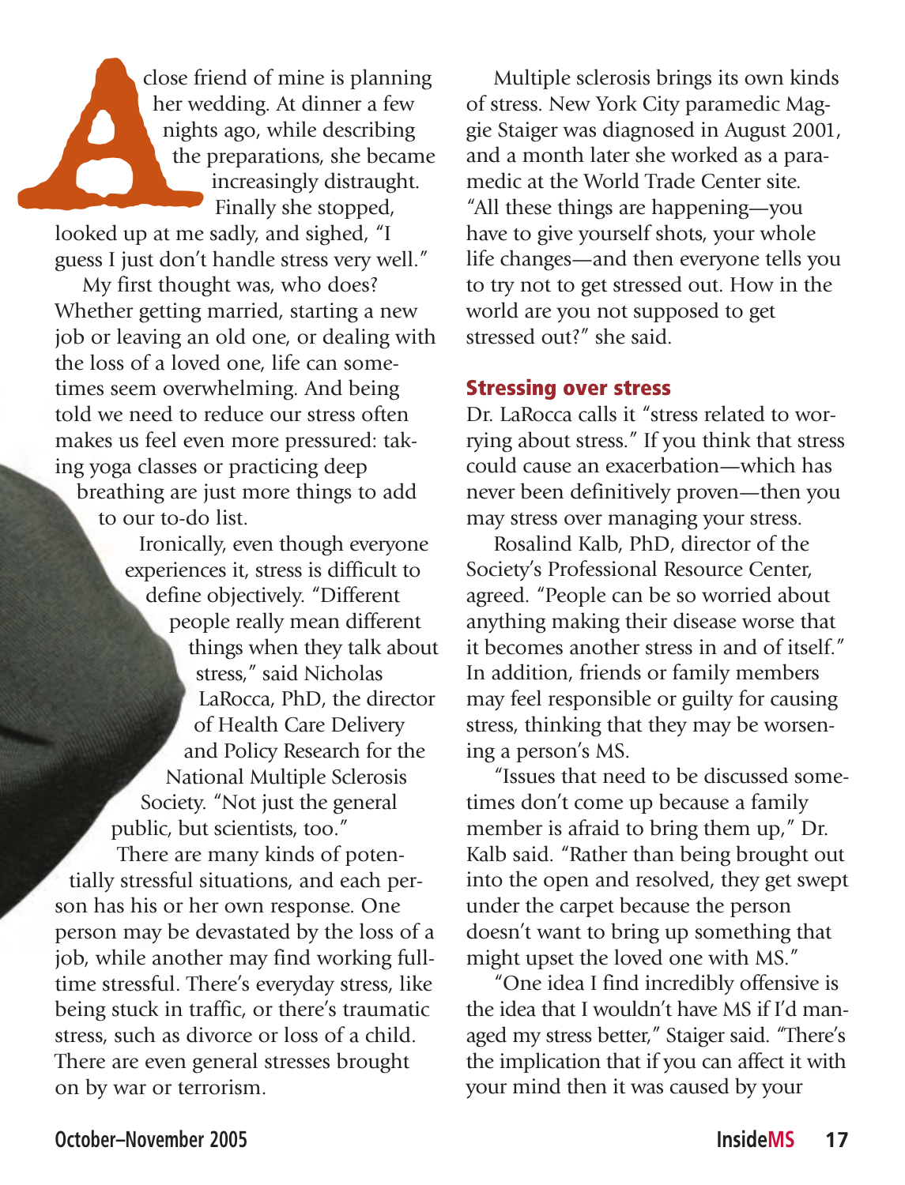A close friend of mine is planning her wedding. At dinner a few nights ago, while describing the preparations, she became increasingly distraught. Finally she stopped, looked up at me sadly, and sighed, "I guess I just don't handle stress very well."

My first thought was, who does? Whether getting married, starting a new job or leaving an old one, or dealing with the loss of a loved one, life can sometimes seem overwhelming. And being told we need to reduce our stress often makes us feel even more pressured: taking yoga classes or practicing deep breathing are just more things to add to our to-do list.

Ironically, even though everyone experiences it, stress is difficult to define objectively. "Different people really mean different things when they talk about stress," said Nicholas LaRocca, PhD, the director of Health Care Delivery and Policy Research for the National Multiple Sclerosis Society. "Not just the general public, but scientists, too."

There are many kinds of potentially stressful situations, and each person has his or her own response. One person may be devastated by the loss of a job, while another may find working full-time stressful. There's everyday stress, like being stuck in traffic, or there's traumatic stress, such as divorce or loss of a child. There are even general stresses brought on by war or terrorism.

Multiple sclerosis brings its own kinds of stress. New York City paramedic Maggie Staiger was diagnosed in August 2001, and a month later she worked as a paramedic at the World Trade Center site. "All these things are happening—you have to give yourself shots, your whole life changes—and then everyone tells you to try not to get stressed out. How in the world are you not supposed to get stressed out?" she said.

## Stressing over stress

Dr. LaRocca calls it "stress related to worrying about stress." If you think that stress could cause an exacerbation—which has never been definitively proven—then you may stress over managing your stress.

Rosalind Kalb, PhD, director of the Society's Professional Resource Center, agreed. "People can be so worried about anything making their disease worse that it becomes another stress in and of itself." In addition, friends or family members may feel responsible or guilty for causing stress, thinking that they may be worsening a person's MS.

"Issues that need to be discussed sometimes don't come up because a family member is afraid to bring them up," Dr. Kalb said. "Rather than being brought out into the open and resolved, they get swept under the carpet because the person doesn't want to bring up something that might upset the loved one with MS."

"One idea I find incredibly offensive is the idea that I wouldn't have MS if I'd managed my stress better," Staiger said. "There's the implication that if you can affect it with your mind then it was caused by your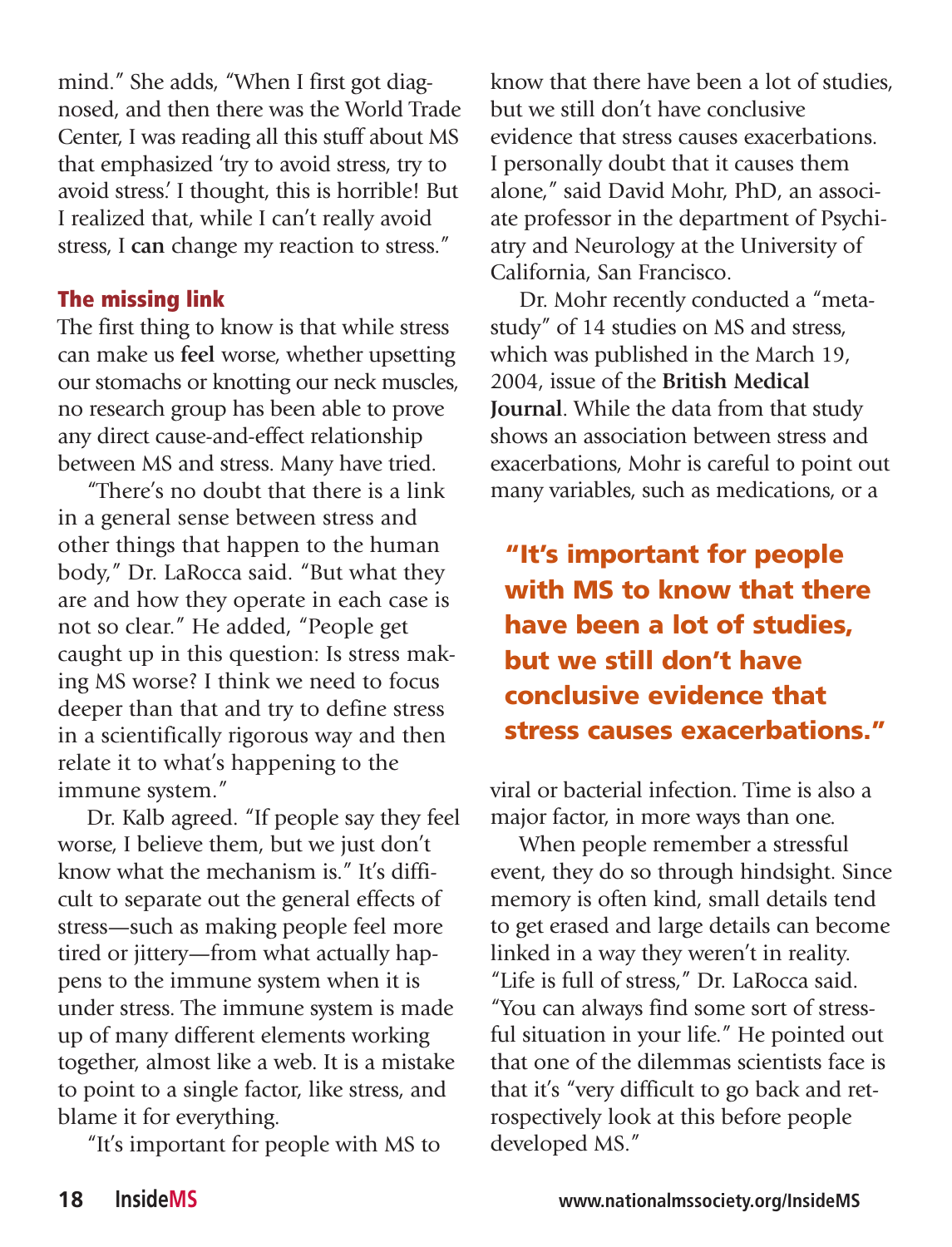mind." She adds, "When I first got diagnosed, and then there was the World Trade Center, I was reading all this stuff about MS that emphasized 'try to avoid stress, try to avoid stress.' I thought, this is horrible! But I realized that, while I can't really avoid stress, I **can** change my reaction to stress."

## The missing link

The first thing to know is that while stress can make us **feel** worse, whether upsetting our stomachs or knotting our neck muscles, no research group has been able to prove any direct cause-and-effect relationship between MS and stress. Many have tried.

"There's no doubt that there is a link in a general sense between stress and other things that happen to the human body," Dr. LaRocca said. "But what they are and how they operate in each case is not so clear." He added, "People get caught up in this question: Is stress making MS worse? I think we need to focus deeper than that and try to define stress in a scientifically rigorous way and then relate it to what's happening to the immune system."

Dr. Kalb agreed. "If people say they feel worse, I believe them, but we just don't know what the mechanism is." It's difficult to separate out the general effects of stress—such as making people feel more tired or jittery—from what actually happens to the immune system when it is under stress. The immune system is made up of many different elements working together, almost like a web. It is a mistake to point to a single factor, like stress, and blame it for everything.

"It's important for people with MS to know that there have been a lot of studies, but we still don't have conclusive evidence that stress causes exacerbations. I personally doubt that it causes them alone," said David Mohr, PhD, an associate professor in the department of Psychiatry and Neurology at the University of California, San Francisco.

Dr. Mohr recently conducted a "meta-study" of 14 studies on MS and stress, which was published in the March 19, 2004, issue of the **British Medical Journal**. While the data from that study shows an association between stress and exacerbations, Mohr is careful to point out many variables, such as medications, or a viral or bacterial infection. Time is also a major factor, in more ways than one.

**"It's important for people with MS to know that there have been a lot of studies, but we still don't have conclusive evidence that stress causes exacerbations."**

When people remember a stressful event, they do so through hindsight. Since memory is often kind, small details tend to get erased and large details can become linked in a way they weren't in reality. "Life is full of stress," Dr. LaRocca said. "You can always find some sort of stressful situation in your life." He pointed out that one of the dilemmas scientists face is that it's "very difficult to go back and retrospectively look at this before people developed MS."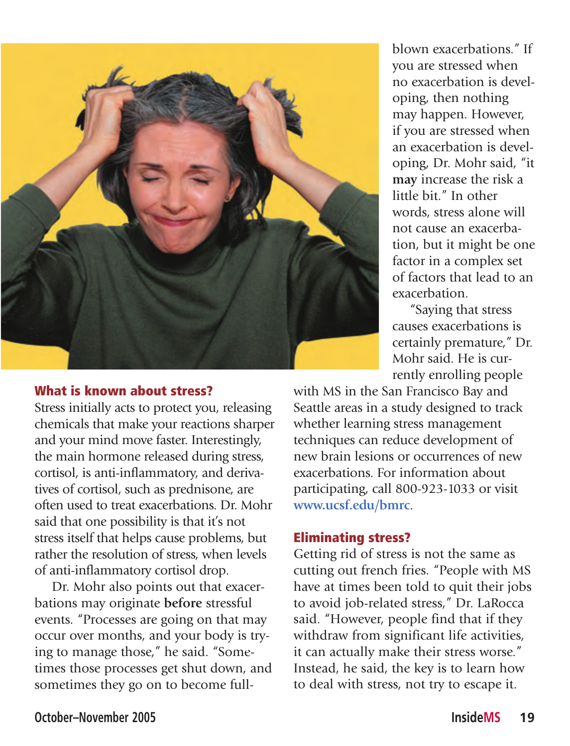## What is known about stress?

Stress initially acts to protect you, releasing chemicals that make your reactions sharper and your mind move faster. Interestingly, the main hormone released during stress, cortisol, is anti-inflammatory, and derivatives of cortisol, such as prednisone, are often used to treat exacerbations. Dr. Mohr said that one possibility is that it's not stress itself that helps cause problems, but rather the resolution of stress, when levels of anti-inflammatory cortisol drop.

Dr. Mohr also points out that exacerbations may originate **before** stressful events. "Processes are going on that may occur over months, and your body is trying to manage those," he said. "Sometimes those processes get shut down, and sometimes they go on to become full-blown exacerbations." If you are stressed when no exacerbation is developing, then nothing may happen. However, if you are stressed when an exacerbation is developing, Dr. Mohr said, "it **may** increase the risk a little bit." In other words, stress alone will not cause an exacerbation, but it might be one factor in a complex set of factors that lead to an exacerbation.

"Saying that stress causes exacerbations is certainly premature," Dr. Mohr said. He is currently enrolling people with MS in the San Francisco Bay and Seattle areas in a study designed to track whether learning stress management techniques can reduce development of new brain lesions or occurrences of new exacerbations. For information about participating, call 800-923-1033 or visit www.ucsf.edu/bmrc.

## Eliminating stress?

Getting rid of stress is not the same as cutting out french fries. "People with MS have at times been told to quit their jobs to avoid job-related stress," Dr. LaRocca said. "However, people find that if they withdraw from significant life activities, it can actually make their stress worse." Instead, he said, the key is to learn how to deal with stress, not try to escape it.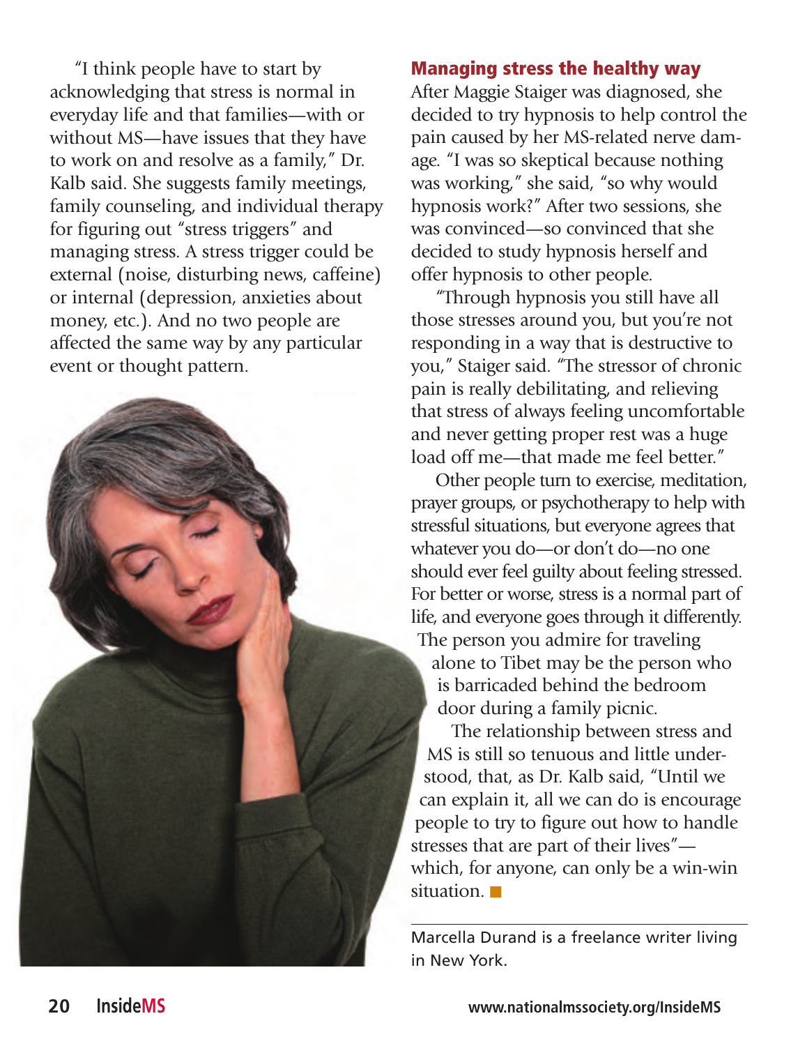"I think people have to start by acknowledging that stress is normal in everyday life and that families—with or without MS—have issues that they have to work on and resolve as a family," Dr. Kalb said. She suggests family meetings, family counseling, and individual therapy for figuring out "stress triggers" and managing stress. A stress trigger could be external (noise, disturbing news, caffeine) or internal (depression, anxieties about money, etc.). And no two people are affected the same way by any particular event or thought pattern.

## Managing stress the healthy way

After Maggie Staiger was diagnosed, she decided to try hypnosis to help control the pain caused by her MS-related nerve damage. "I was so skeptical because nothing was working," she said, "so why would hypnosis work?" After two sessions, she was convinced—so convinced that she decided to study hypnosis herself and offer hypnosis to other people.

"Through hypnosis you still have all those stresses around you, but you're not responding in a way that is destructive to you," Staiger said. "The stressor of chronic pain is really debilitating, and relieving that stress of always feeling uncomfortable and never getting proper rest was a huge load off me—that made me feel better."

Other people turn to exercise, meditation, prayer groups, or psychotherapy to help with stressful situations, but everyone agrees that whatever you do—or don't do—no one should ever feel guilty about feeling stressed. For better or worse, stress is a normal part of life, and everyone goes through it differently. The person you admire for traveling alone to Tibet may be the person who is barricaded behind the bedroom door during a family picnic.

The relationship between stress and MS is still so tenuous and little understood, that, as Dr. Kalb said, "Until we can explain it, all we can do is encourage people to try to figure out how to handle stresses that are part of their lives"—which, for anyone, can only be a win-win situation. ■

Marcella Durand is a freelance writer living in New York.